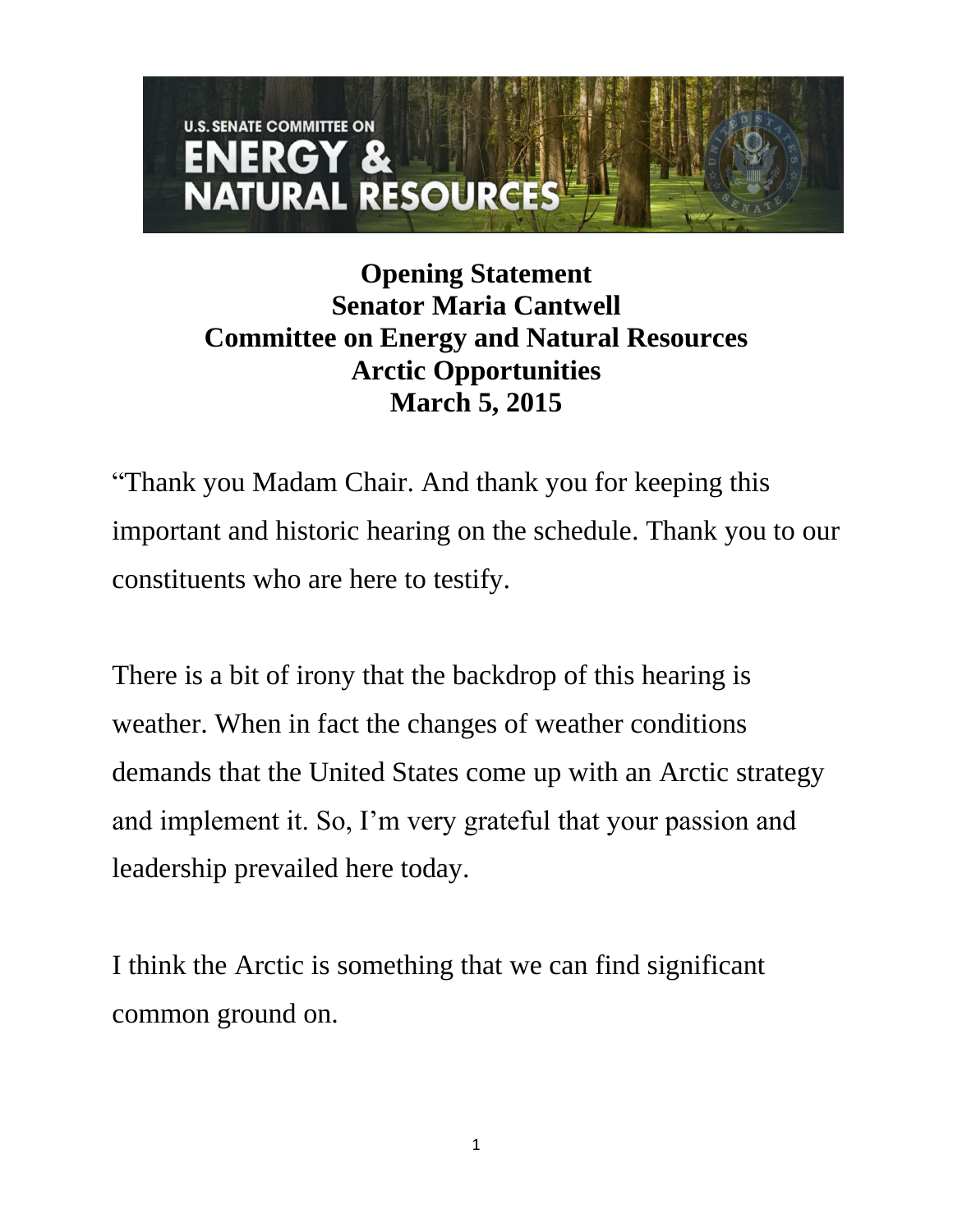# Opening Statement
## Senator Maria Cantwell
## Committee on Energy and Natural Resources
## Arctic Opportunities
## March 5, 2015

"Thank you Madam Chair. And thank you for keeping this important and historic hearing on the schedule. Thank you to our constituents who are here to testify.

There is a bit of irony that the backdrop of this hearing is weather. When in fact the changes of weather conditions demands that the United States come up with an Arctic strategy and implement it. So, I'm very grateful that your passion and leadership prevailed here today.

I think the Arctic is something that we can find significant common ground on.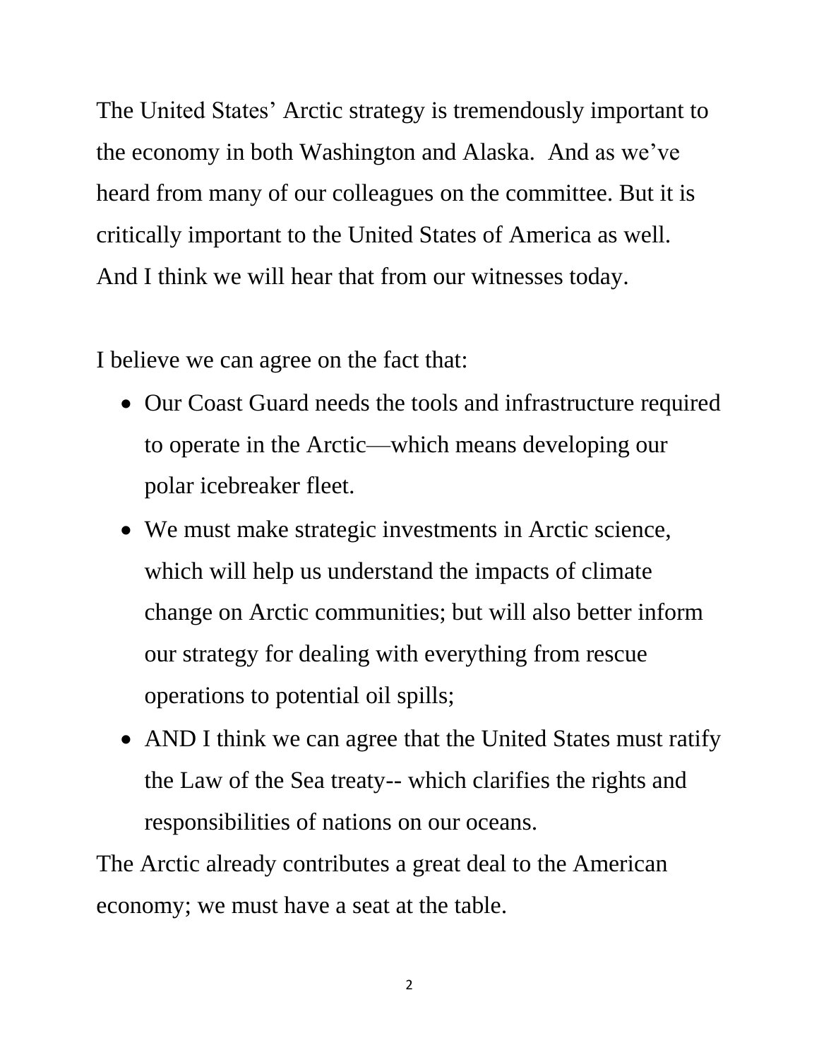The United States' Arctic strategy is tremendously important to the economy in both Washington and Alaska. And as we've heard from many of our colleagues on the committee. But it is critically important to the United States of America as well. And I think we will hear that from our witnesses today.

I believe we can agree on the fact that:

- Our Coast Guard needs the tools and infrastructure required to operate in the Arctic—which means developing our polar icebreaker fleet.
- We must make strategic investments in Arctic science, which will help us understand the impacts of climate change on Arctic communities; but will also better inform our strategy for dealing with everything from rescue operations to potential oil spills;
- AND I think we can agree that the United States must ratify the Law of the Sea treaty-- which clarifies the rights and responsibilities of nations on our oceans.

The Arctic already contributes a great deal to the American economy; we must have a seat at the table.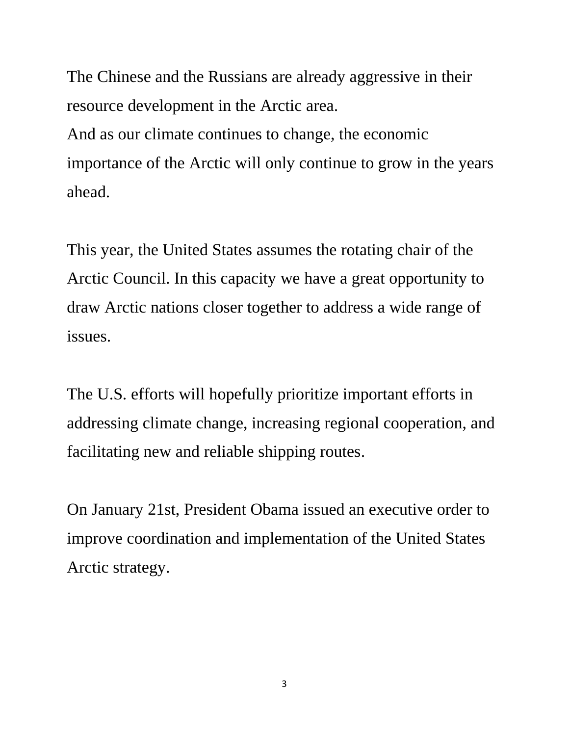The Chinese and the Russians are already aggressive in their resource development in the Arctic area.
And as our climate continues to change, the economic importance of the Arctic will only continue to grow in the years ahead.

This year, the United States assumes the rotating chair of the Arctic Council. In this capacity we have a great opportunity to draw Arctic nations closer together to address a wide range of issues.

The U.S. efforts will hopefully prioritize important efforts in addressing climate change, increasing regional cooperation, and facilitating new and reliable shipping routes.

On January 21st, President Obama issued an executive order to improve coordination and implementation of the United States Arctic strategy.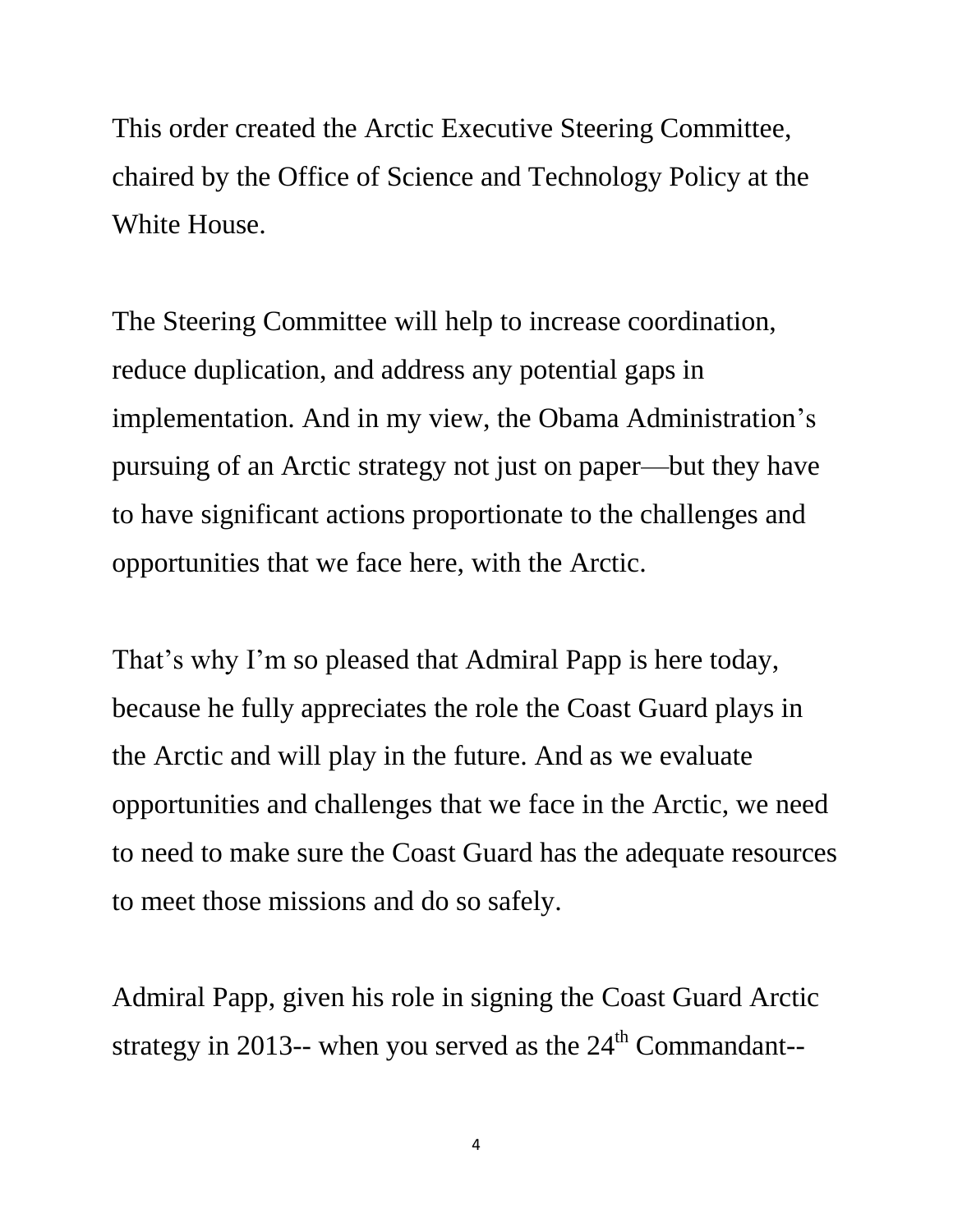This order created the Arctic Executive Steering Committee, chaired by the Office of Science and Technology Policy at the White House.

The Steering Committee will help to increase coordination, reduce duplication, and address any potential gaps in implementation. And in my view, the Obama Administration's pursuing of an Arctic strategy not just on paper—but they have to have significant actions proportionate to the challenges and opportunities that we face here, with the Arctic.

That's why I'm so pleased that Admiral Papp is here today, because he fully appreciates the role the Coast Guard plays in the Arctic and will play in the future. And as we evaluate opportunities and challenges that we face in the Arctic, we need to need to make sure the Coast Guard has the adequate resources to meet those missions and do so safely.

Admiral Papp, given his role in signing the Coast Guard Arctic strategy in 2013-- when you served as the 24th Commandant--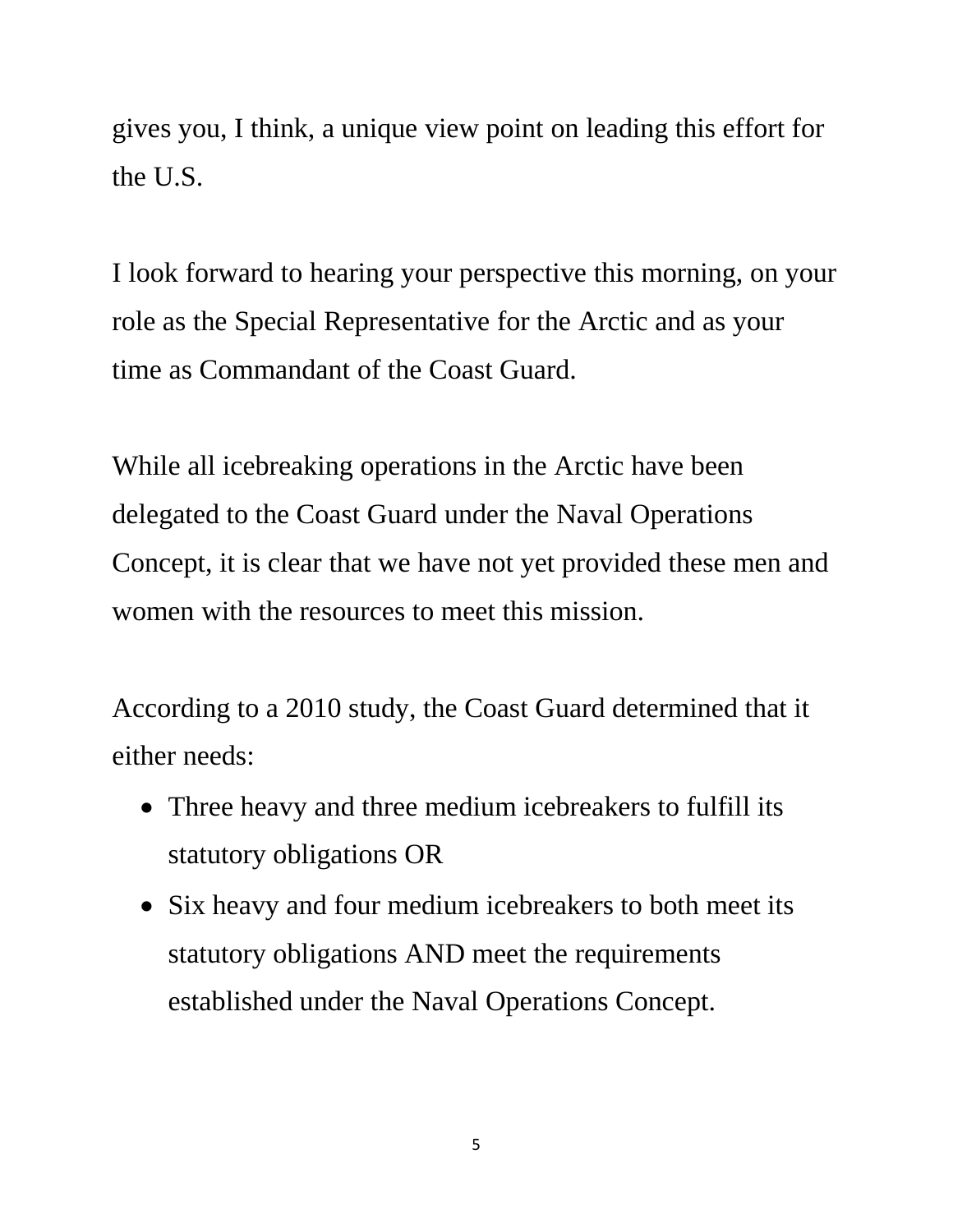gives you, I think, a unique view point on leading this effort for the U.S.

I look forward to hearing your perspective this morning, on your role as the Special Representative for the Arctic and as your time as Commandant of the Coast Guard.

While all icebreaking operations in the Arctic have been delegated to the Coast Guard under the Naval Operations Concept, it is clear that we have not yet provided these men and women with the resources to meet this mission.

According to a 2010 study, the Coast Guard determined that it either needs:

- Three heavy and three medium icebreakers to fulfill its statutory obligations OR
- Six heavy and four medium icebreakers to both meet its statutory obligations AND meet the requirements established under the Naval Operations Concept.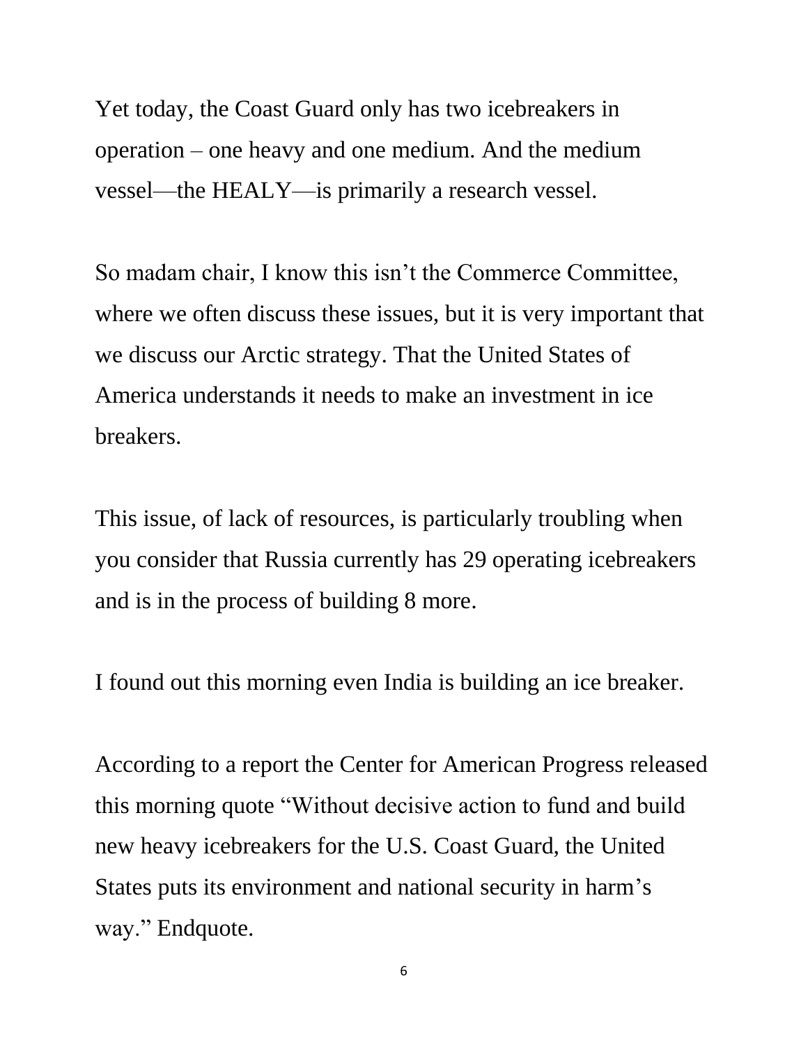Yet today, the Coast Guard only has two icebreakers in operation – one heavy and one medium. And the medium vessel—the HEALY—is primarily a research vessel.

So madam chair, I know this isn't the Commerce Committee, where we often discuss these issues, but it is very important that we discuss our Arctic strategy. That the United States of America understands it needs to make an investment in ice breakers.

This issue, of lack of resources, is particularly troubling when you consider that Russia currently has 29 operating icebreakers and is in the process of building 8 more.

I found out this morning even India is building an ice breaker.

According to a report the Center for American Progress released this morning quote "Without decisive action to fund and build new heavy icebreakers for the U.S. Coast Guard, the United States puts its environment and national security in harm's way." Endquote.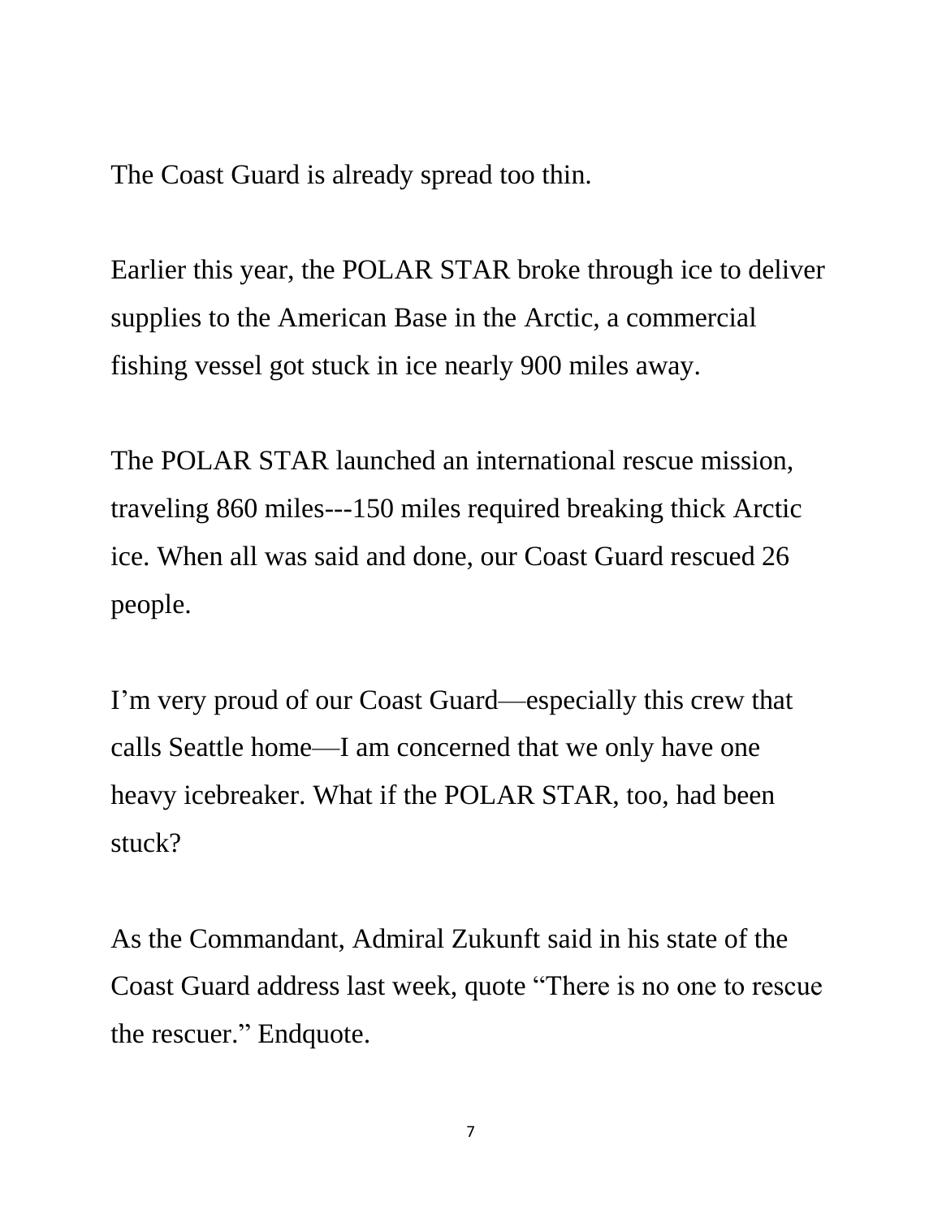The Coast Guard is already spread too thin.

Earlier this year, the POLAR STAR broke through ice to deliver supplies to the American Base in the Arctic, a commercial fishing vessel got stuck in ice nearly 900 miles away.

The POLAR STAR launched an international rescue mission, traveling 860 miles---150 miles required breaking thick Arctic ice. When all was said and done, our Coast Guard rescued 26 people.

I'm very proud of our Coast Guard—especially this crew that calls Seattle home—I am concerned that we only have one heavy icebreaker. What if the POLAR STAR, too, had been stuck?

As the Commandant, Admiral Zukunft said in his state of the Coast Guard address last week, quote "There is no one to rescue the rescuer." Endquote.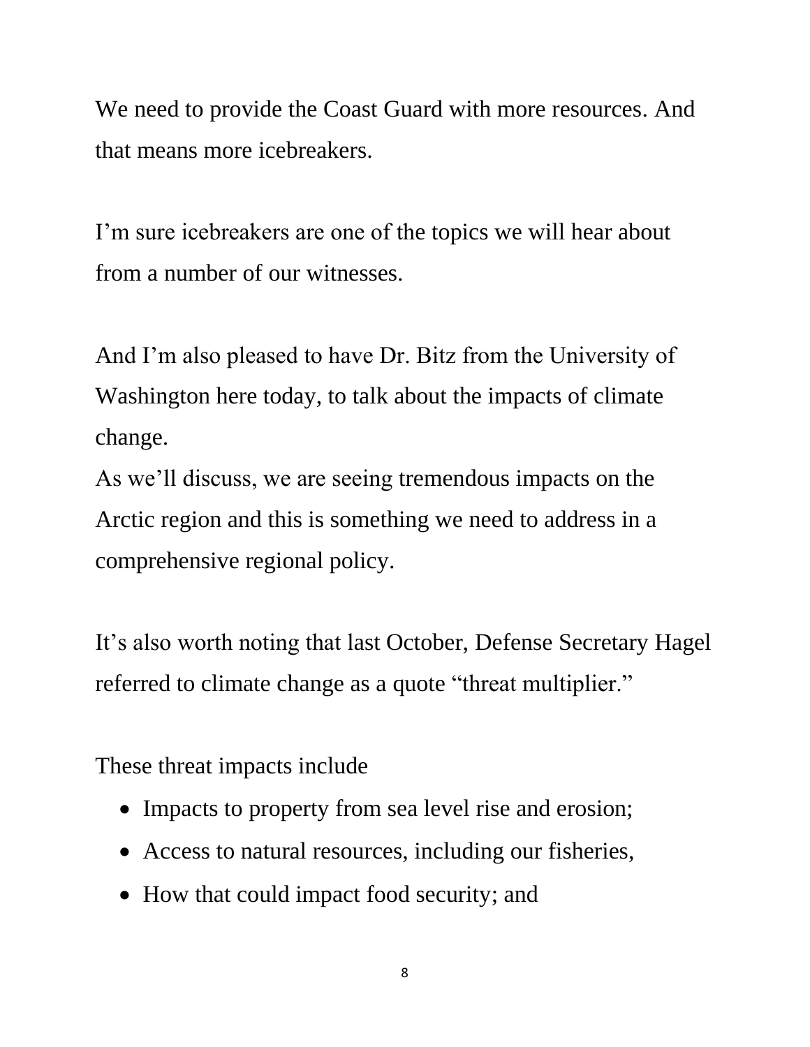We need to provide the Coast Guard with more resources. And that means more icebreakers.

I'm sure icebreakers are one of the topics we will hear about from a number of our witnesses.

And I'm also pleased to have Dr. Bitz from the University of Washington here today, to talk about the impacts of climate change.

As we'll discuss, we are seeing tremendous impacts on the Arctic region and this is something we need to address in a comprehensive regional policy.

It's also worth noting that last October, Defense Secretary Hagel referred to climate change as a quote "threat multiplier."

These threat impacts include

- Impacts to property from sea level rise and erosion;
- Access to natural resources, including our fisheries,
- How that could impact food security; and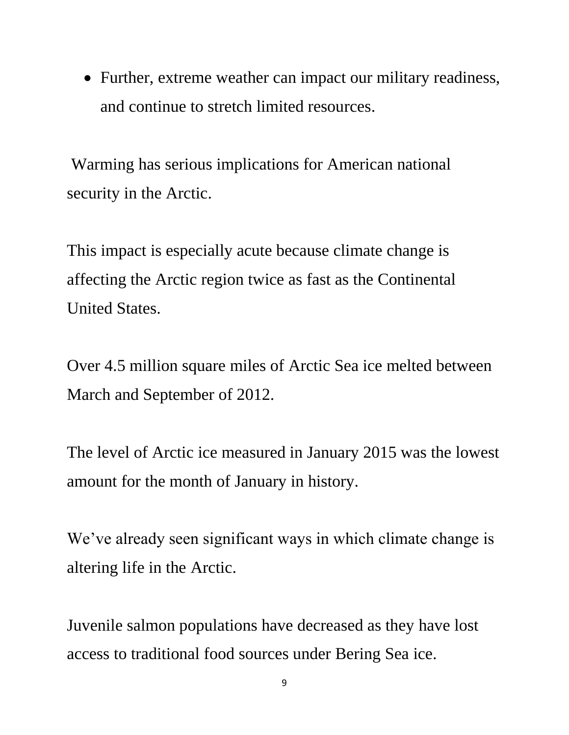- Further, extreme weather can impact our military readiness, and continue to stretch limited resources.

Warming has serious implications for American national security in the Arctic.

This impact is especially acute because climate change is affecting the Arctic region twice as fast as the Continental United States.

Over 4.5 million square miles of Arctic Sea ice melted between March and September of 2012.

The level of Arctic ice measured in January 2015 was the lowest amount for the month of January in history.

We've already seen significant ways in which climate change is altering life in the Arctic.

Juvenile salmon populations have decreased as they have lost access to traditional food sources under Bering Sea ice.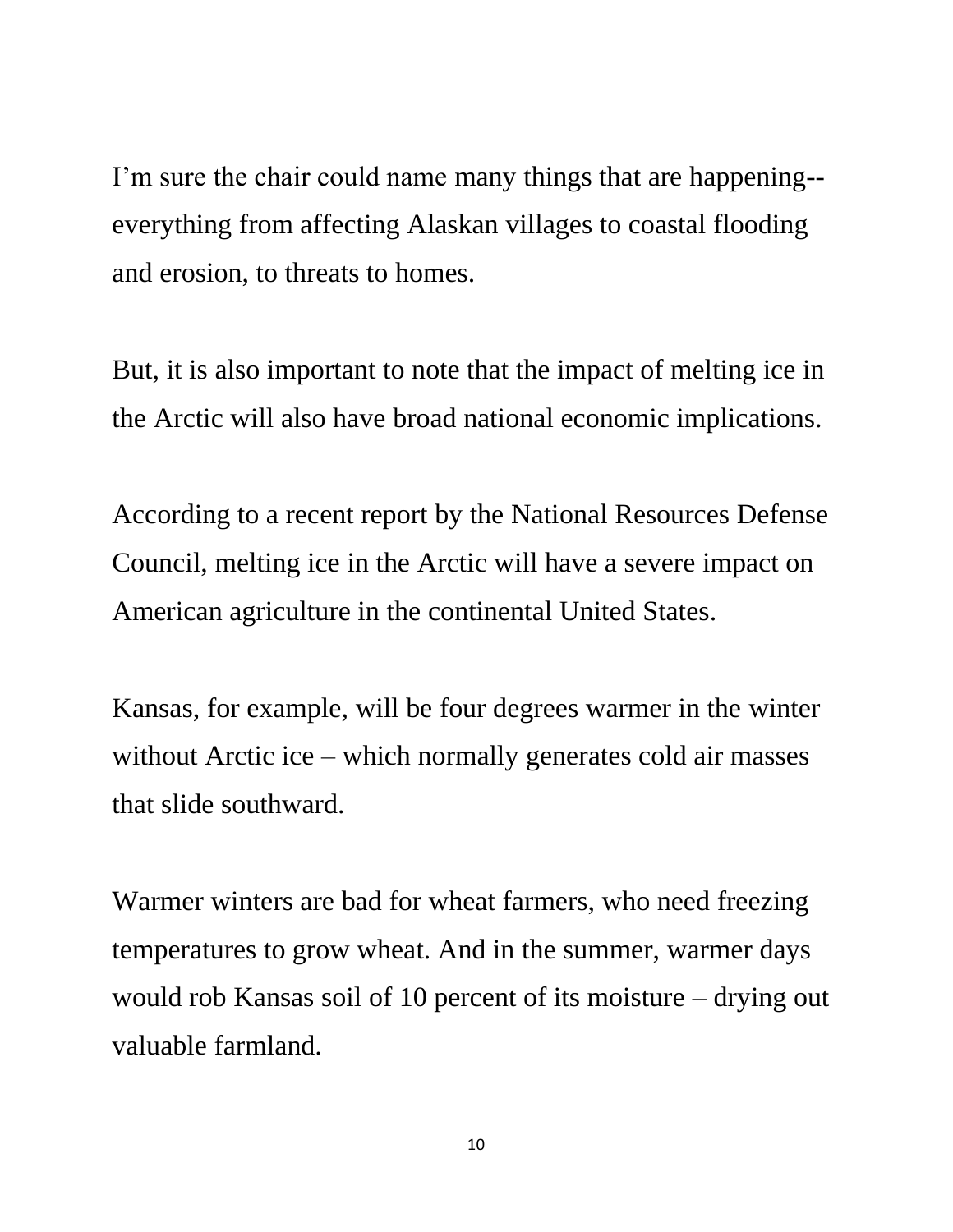I'm sure the chair could name many things that are happening--everything from affecting Alaskan villages to coastal flooding and erosion, to threats to homes.

But, it is also important to note that the impact of melting ice in the Arctic will also have broad national economic implications.

According to a recent report by the National Resources Defense Council, melting ice in the Arctic will have a severe impact on American agriculture in the continental United States.

Kansas, for example, will be four degrees warmer in the winter without Arctic ice – which normally generates cold air masses that slide southward.

Warmer winters are bad for wheat farmers, who need freezing temperatures to grow wheat. And in the summer, warmer days would rob Kansas soil of 10 percent of its moisture – drying out valuable farmland.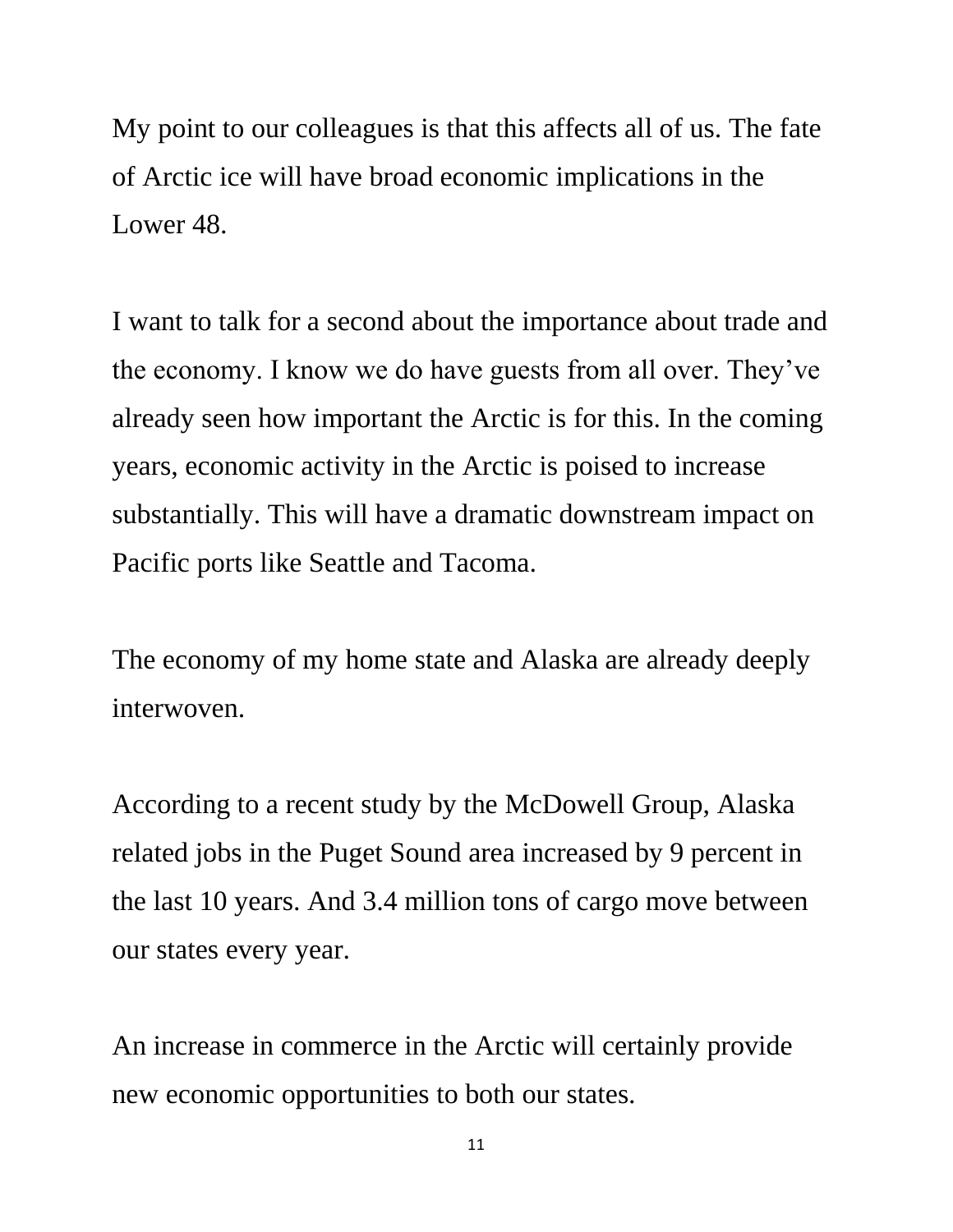My point to our colleagues is that this affects all of us. The fate of Arctic ice will have broad economic implications in the Lower 48.

I want to talk for a second about the importance about trade and the economy. I know we do have guests from all over. They've already seen how important the Arctic is for this. In the coming years, economic activity in the Arctic is poised to increase substantially. This will have a dramatic downstream impact on Pacific ports like Seattle and Tacoma.

The economy of my home state and Alaska are already deeply interwoven.

According to a recent study by the McDowell Group, Alaska related jobs in the Puget Sound area increased by 9 percent in the last 10 years. And 3.4 million tons of cargo move between our states every year.

An increase in commerce in the Arctic will certainly provide new economic opportunities to both our states.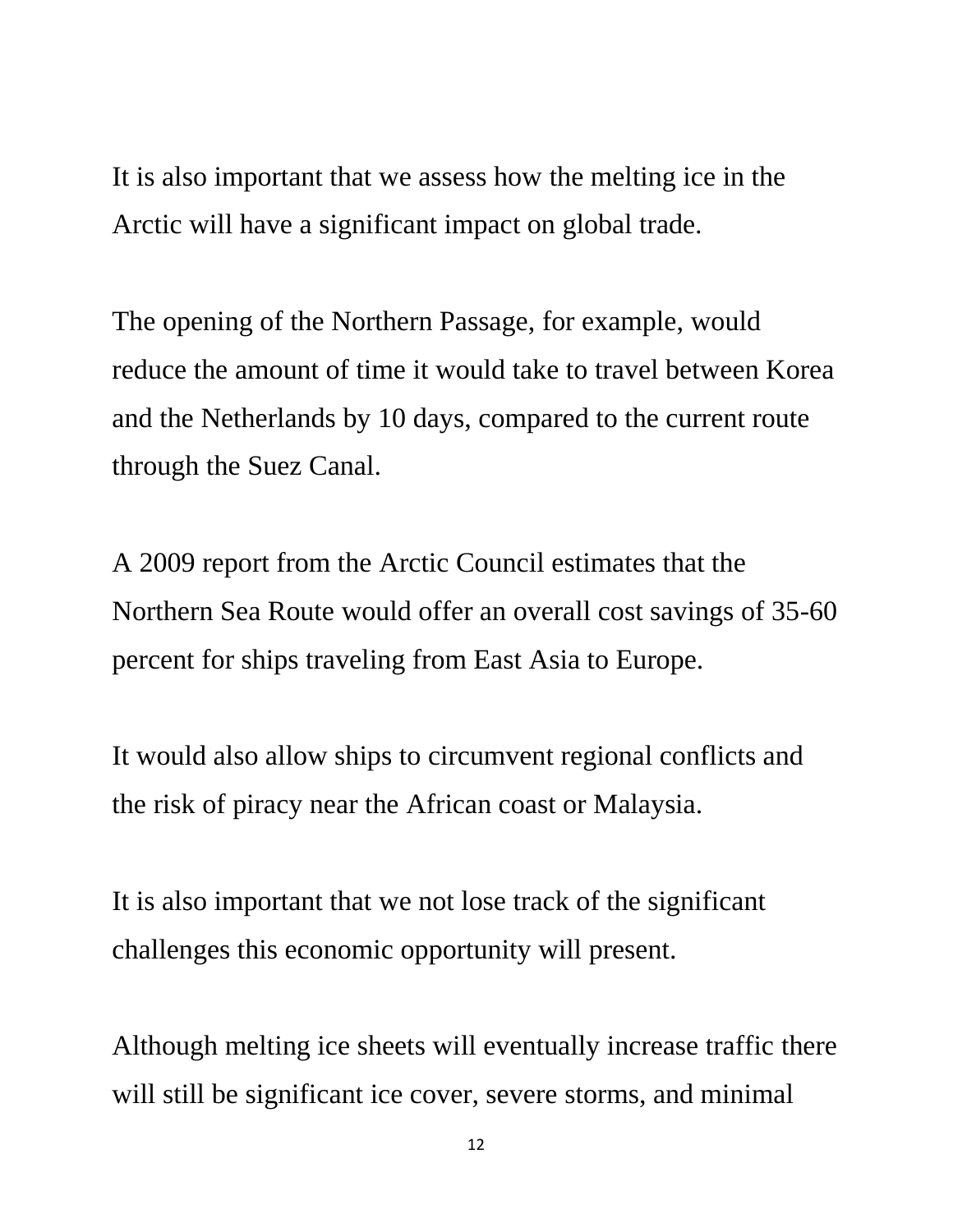It is also important that we assess how the melting ice in the Arctic will have a significant impact on global trade.

The opening of the Northern Passage, for example, would reduce the amount of time it would take to travel between Korea and the Netherlands by 10 days, compared to the current route through the Suez Canal.

A 2009 report from the Arctic Council estimates that the Northern Sea Route would offer an overall cost savings of 35-60 percent for ships traveling from East Asia to Europe.

It would also allow ships to circumvent regional conflicts and the risk of piracy near the African coast or Malaysia.

It is also important that we not lose track of the significant challenges this economic opportunity will present.

Although melting ice sheets will eventually increase traffic there will still be significant ice cover, severe storms, and minimal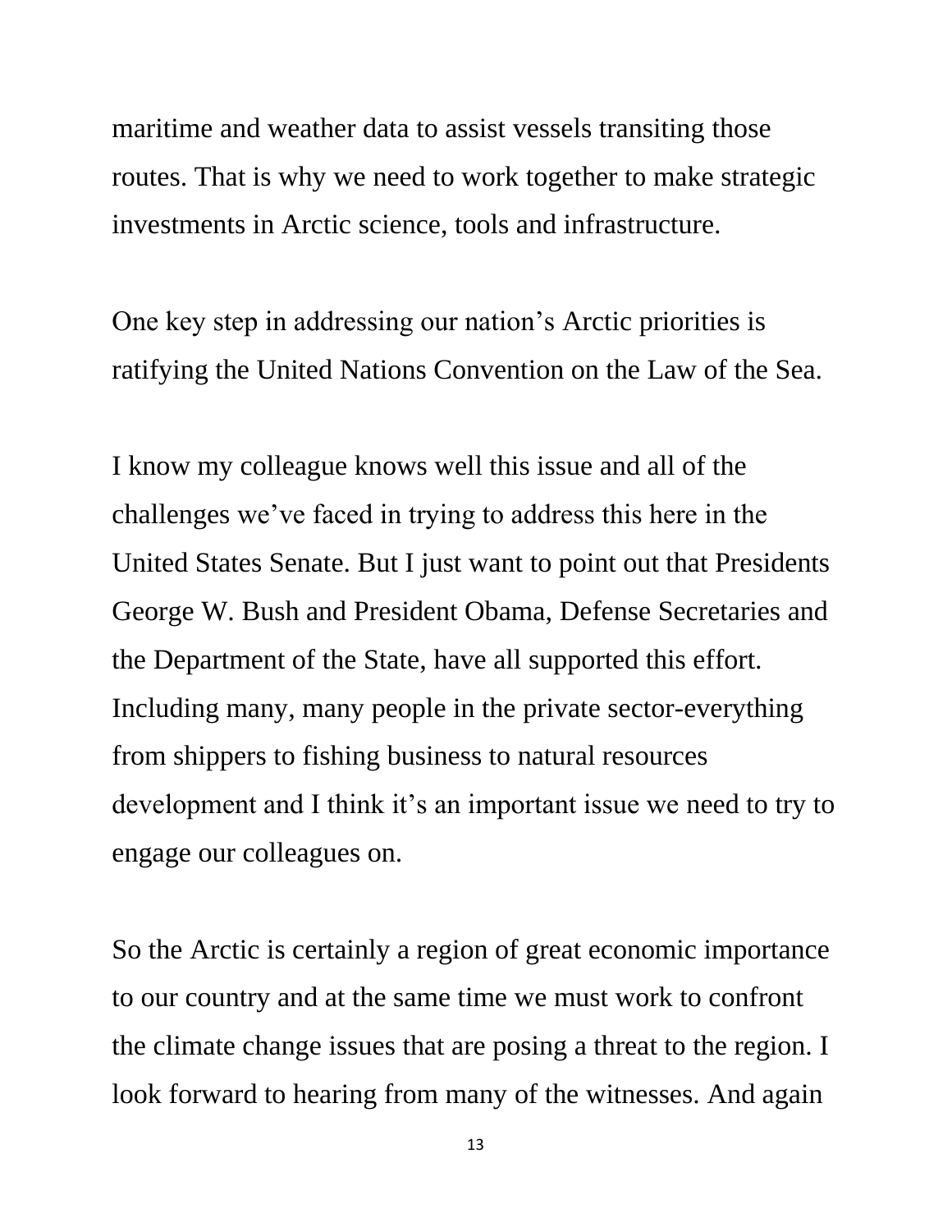maritime and weather data to assist vessels transiting those routes. That is why we need to work together to make strategic investments in Arctic science, tools and infrastructure.

One key step in addressing our nation's Arctic priorities is ratifying the United Nations Convention on the Law of the Sea.

I know my colleague knows well this issue and all of the challenges we've faced in trying to address this here in the United States Senate. But I just want to point out that Presidents George W. Bush and President Obama, Defense Secretaries and the Department of the State, have all supported this effort. Including many, many people in the private sector-everything from shippers to fishing business to natural resources development and I think it's an important issue we need to try to engage our colleagues on.

So the Arctic is certainly a region of great economic importance to our country and at the same time we must work to confront the climate change issues that are posing a threat to the region. I look forward to hearing from many of the witnesses. And again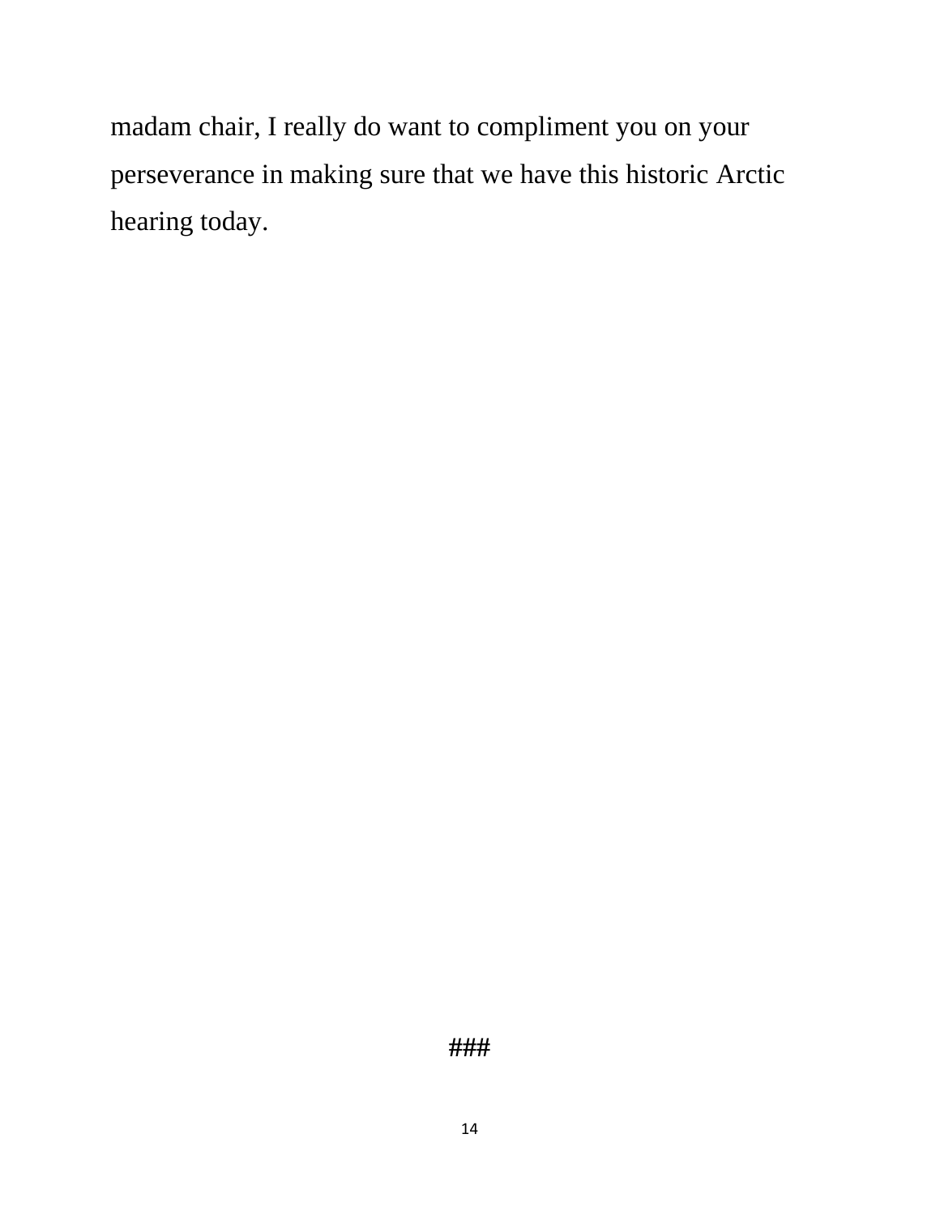madam chair, I really do want to compliment you on your perseverance in making sure that we have this historic Arctic hearing today.

###